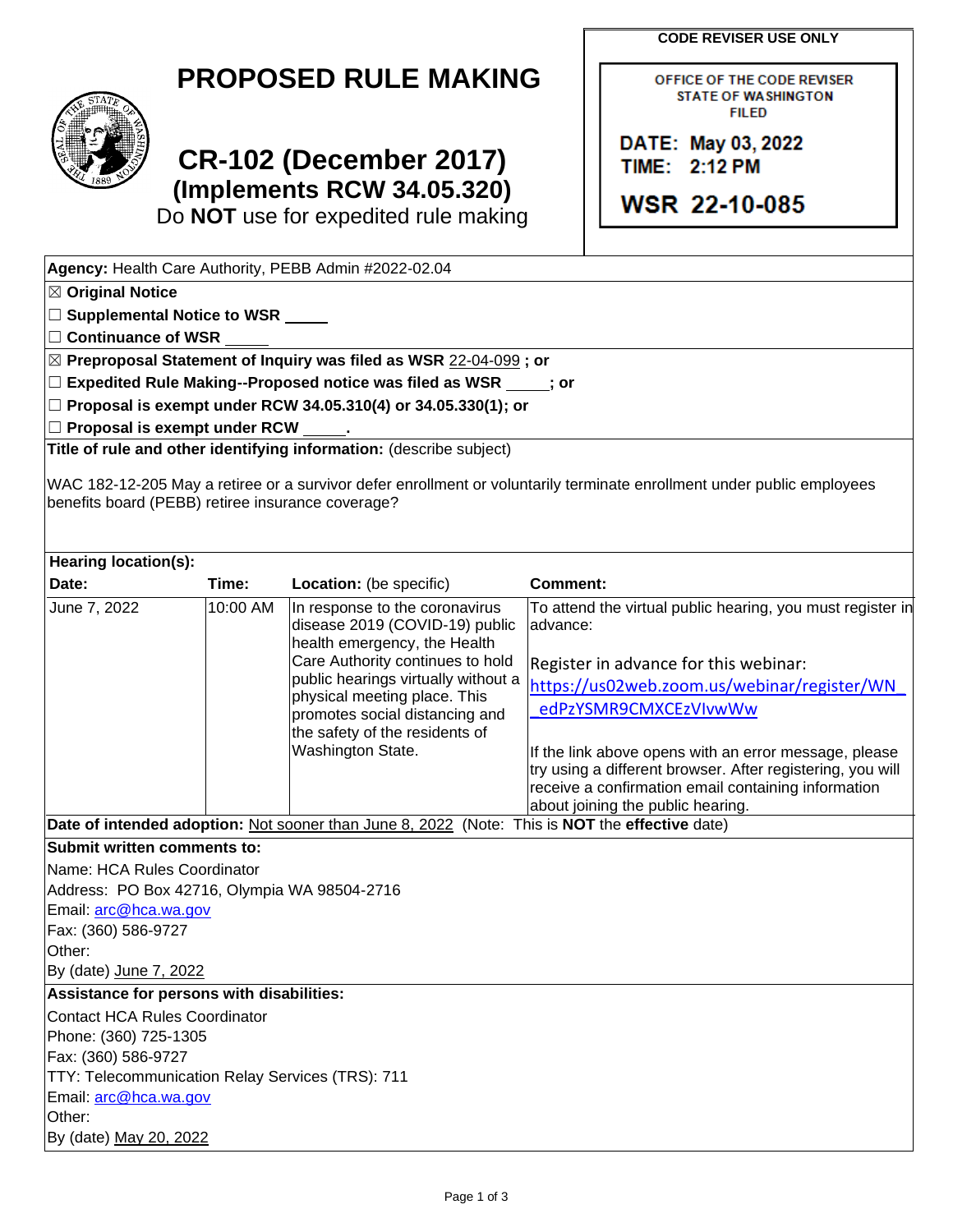# PROPOSED RULE MAKING

# CR-102 (December 2017)
## (Implements RCW 34.05.320)
Do **NOT** use for expedited rule making

**CODE REVISER USE ONLY**

OFFICE OF THE CODE REVISER
STATE OF WASHINGTON
FILED

DATE: May 03, 2022
TIME: 2:12 PM

WSR 22-10-085

**Agency:** Health Care Authority, PEBB Admin #2022-02.04

☒ **Original Notice**

☐ **Supplemental Notice to WSR** _____

☐ **Continuance of WSR** _____

☒ **Preproposal Statement of Inquiry was filed as WSR** 22-04-099 **; or**

☐ **Expedited Rule Making--Proposed notice was filed as WSR** _____**; or**

☐ **Proposal is exempt under RCW 34.05.310(4) or 34.05.330(1); or**

☐ **Proposal is exempt under RCW** _____**.**

**Title of rule and other identifying information:** (describe subject)

WAC 182-12-205 May a retiree or a survivor defer enrollment or voluntarily terminate enrollment under public employees benefits board (PEBB) retiree insurance coverage?

**Hearing location(s):**

| **Date:** | **Time:** | **Location:** (be specific) | **Comment:** |
|---|---|---|---|
| June 7, 2022 | 10:00 AM | In response to the coronavirus disease 2019 (COVID-19) public health emergency, the Health Care Authority continues to hold public hearings virtually without a physical meeting place. This promotes social distancing and the safety of the residents of Washington State. | To attend the virtual public hearing, you must register in advance: Register in advance for this webinar: https://us02web.zoom.us/webinar/register/WN_edPzYSMR9CMXCEzVIvwWw If the link above opens with an error message, please try using a different browser. After registering, you will receive a confirmation email containing information about joining the public hearing. |

**Date of intended adoption:** Not sooner than June 8, 2022 (Note: This is **NOT** the **effective** date)

**Submit written comments to:**

Name: HCA Rules Coordinator
Address: PO Box 42716, Olympia WA 98504-2716
Email: arc@hca.wa.gov
Fax: (360) 586-9727
Other:
By (date) June 7, 2022

**Assistance for persons with disabilities:**

Contact HCA Rules Coordinator
Phone: (360) 725-1305
Fax: (360) 586-9727
TTY: Telecommunication Relay Services (TRS): 711
Email: arc@hca.wa.gov
Other:
By (date) May 20, 2022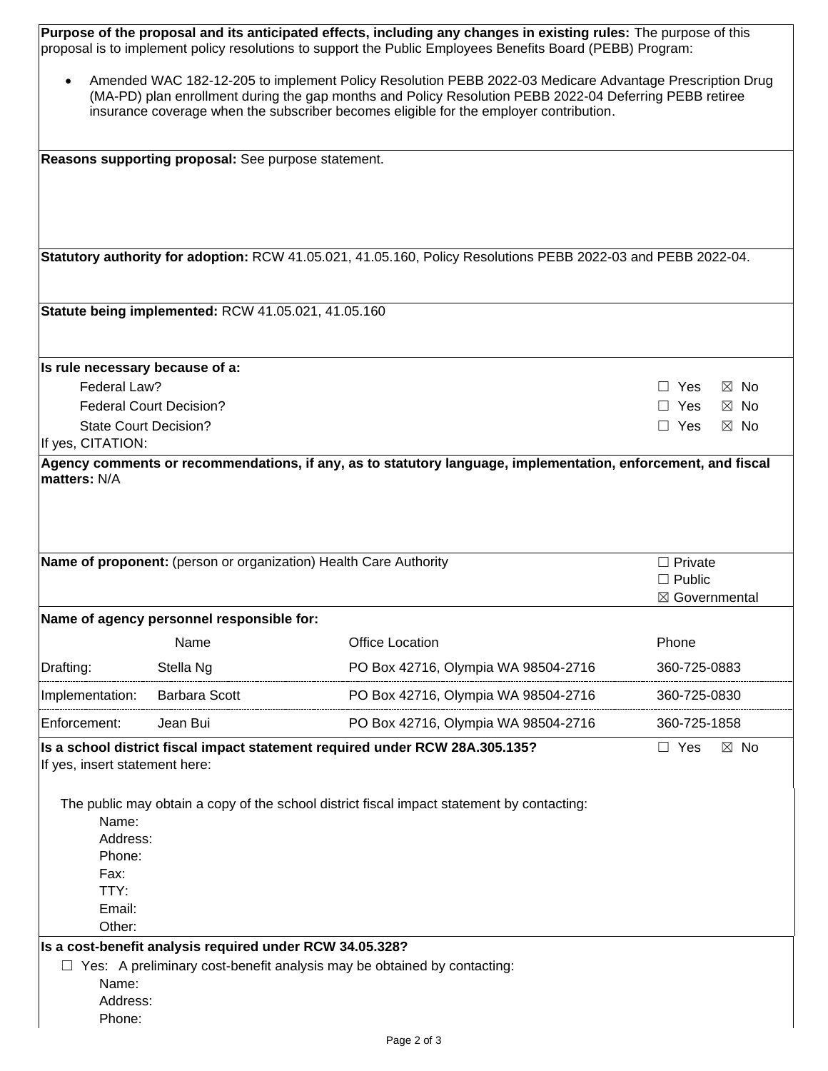**Purpose of the proposal and its anticipated effects, including any changes in existing rules:** The purpose of this proposal is to implement policy resolutions to support the Public Employees Benefits Board (PEBB) Program:

- Amended WAC 182-12-205 to implement Policy Resolution PEBB 2022-03 Medicare Advantage Prescription Drug (MA-PD) plan enrollment during the gap months and Policy Resolution PEBB 2022-04 Deferring PEBB retiree insurance coverage when the subscriber becomes eligible for the employer contribution.

**Reasons supporting proposal:** See purpose statement.

**Statutory authority for adoption:** RCW 41.05.021, 41.05.160, Policy Resolutions PEBB 2022-03 and PEBB 2022-04.

**Statute being implemented:** RCW 41.05.021, 41.05.160

**Is rule necessary because of a:**

| | |
|---|---|
| Federal Law? | ☐ Yes ☒ No |
| Federal Court Decision? | ☐ Yes ☒ No |
| State Court Decision? | ☐ Yes ☒ No |

If yes, CITATION:

**Agency comments or recommendations, if any, as to statutory language, implementation, enforcement, and fiscal matters:** N/A

**Name of proponent:** (person or organization) Health Care Authority

☐ Private
☐ Public
☒ Governmental

**Name of agency personnel responsible for:**

| | Name | Office Location | Phone |
|---|---|---|---|
| Drafting: | Stella Ng | PO Box 42716, Olympia WA 98504-2716 | 360-725-0883 |
| Implementation: | Barbara Scott | PO Box 42716, Olympia WA 98504-2716 | 360-725-0830 |
| Enforcement: | Jean Bui | PO Box 42716, Olympia WA 98504-2716 | 360-725-1858 |

**Is a school district fiscal impact statement required under RCW 28A.305.135?** ☐ Yes ☒ No

If yes, insert statement here:

The public may obtain a copy of the school district fiscal impact statement by contacting:

Name:
Address:
Phone:
Fax:
TTY:
Email:
Other:

**Is a cost-benefit analysis required under RCW 34.05.328?**

☐ Yes: A preliminary cost-benefit analysis may be obtained by contacting:

Name:
Address:
Phone: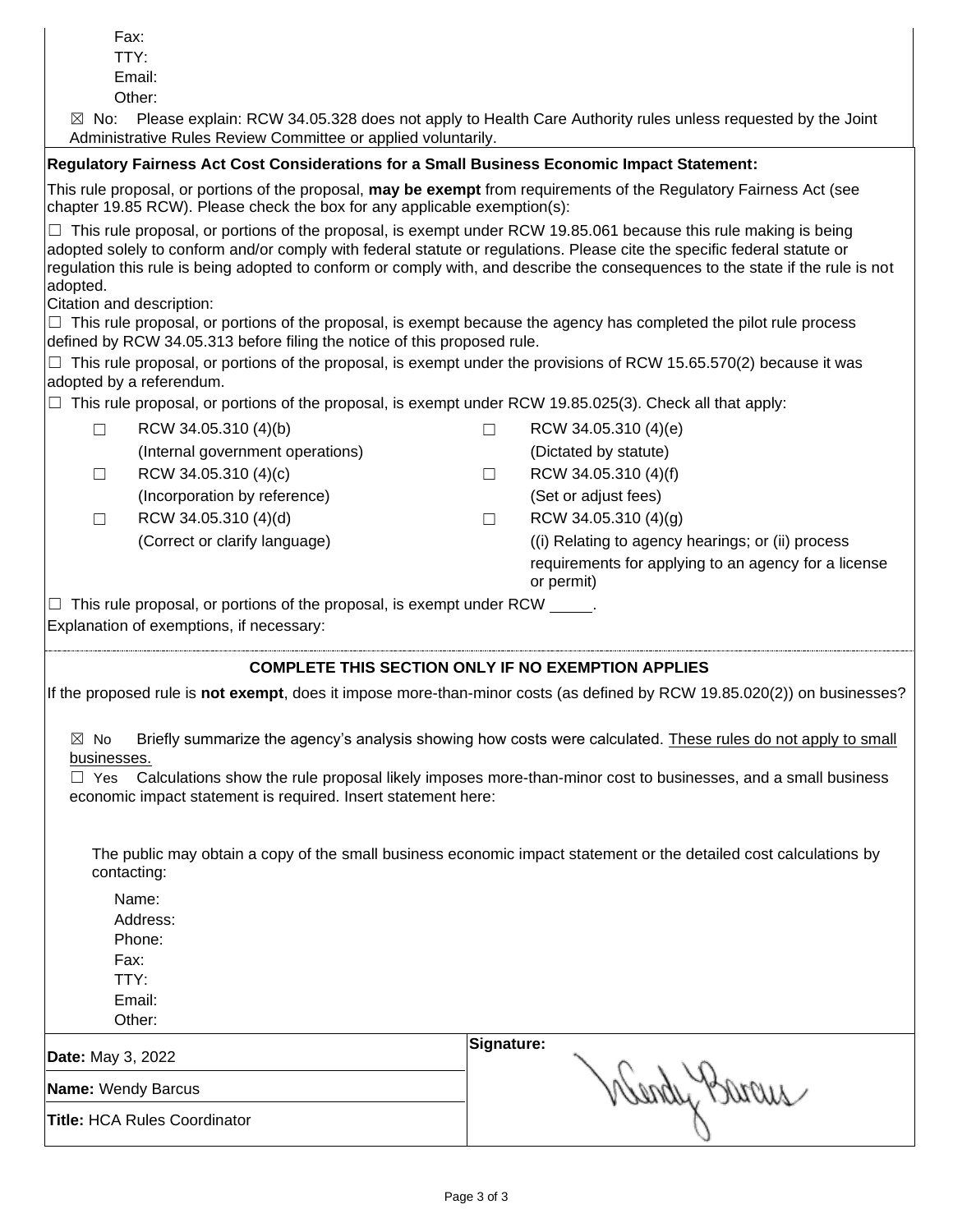Fax:
TTY:
Email:
Other:

☒ No: Please explain: RCW 34.05.328 does not apply to Health Care Authority rules unless requested by the Joint Administrative Rules Review Committee or applied voluntarily.

**Regulatory Fairness Act Cost Considerations for a Small Business Economic Impact Statement:**

This rule proposal, or portions of the proposal, **may be exempt** from requirements of the Regulatory Fairness Act (see chapter 19.85 RCW). Please check the box for any applicable exemption(s):

☐ This rule proposal, or portions of the proposal, is exempt under RCW 19.85.061 because this rule making is being adopted solely to conform and/or comply with federal statute or regulations. Please cite the specific federal statute or regulation this rule is being adopted to conform or comply with, and describe the consequences to the state if the rule is not adopted.
Citation and description:

☐ This rule proposal, or portions of the proposal, is exempt because the agency has completed the pilot rule process defined by RCW 34.05.313 before filing the notice of this proposed rule.

☐ This rule proposal, or portions of the proposal, is exempt under the provisions of RCW 15.65.570(2) because it was adopted by a referendum.

☐ This rule proposal, or portions of the proposal, is exempt under RCW 19.85.025(3). Check all that apply:

| | | | |
|---|---|---|---|
| ☐ | RCW 34.05.310 (4)(b) (Internal government operations) | ☐ | RCW 34.05.310 (4)(e) (Dictated by statute) |
| ☐ | RCW 34.05.310 (4)(c) (Incorporation by reference) | ☐ | RCW 34.05.310 (4)(f) (Set or adjust fees) |
| ☐ | RCW 34.05.310 (4)(d) (Correct or clarify language) | ☐ | RCW 34.05.310 (4)(g) ((i) Relating to agency hearings; or (ii) process requirements for applying to an agency for a license or permit) |

☐ This rule proposal, or portions of the proposal, is exempt under RCW _____.

Explanation of exemptions, if necessary:

**COMPLETE THIS SECTION ONLY IF NO EXEMPTION APPLIES**

If the proposed rule is **not exempt**, does it impose more-than-minor costs (as defined by RCW 19.85.020(2)) on businesses?

☒ No Briefly summarize the agency's analysis showing how costs were calculated. These rules do not apply to small businesses.

☐ Yes Calculations show the rule proposal likely imposes more-than-minor cost to businesses, and a small business economic impact statement is required. Insert statement here:

The public may obtain a copy of the small business economic impact statement or the detailed cost calculations by contacting:

Name:
Address:
Phone:
Fax:
TTY:
Email:
Other:

| | |
|---|---|
| **Date:** May 3, 2022 | **Signature:** Wendy Barcus |
| **Name:** Wendy Barcus | |
| **Title:** HCA Rules Coordinator | |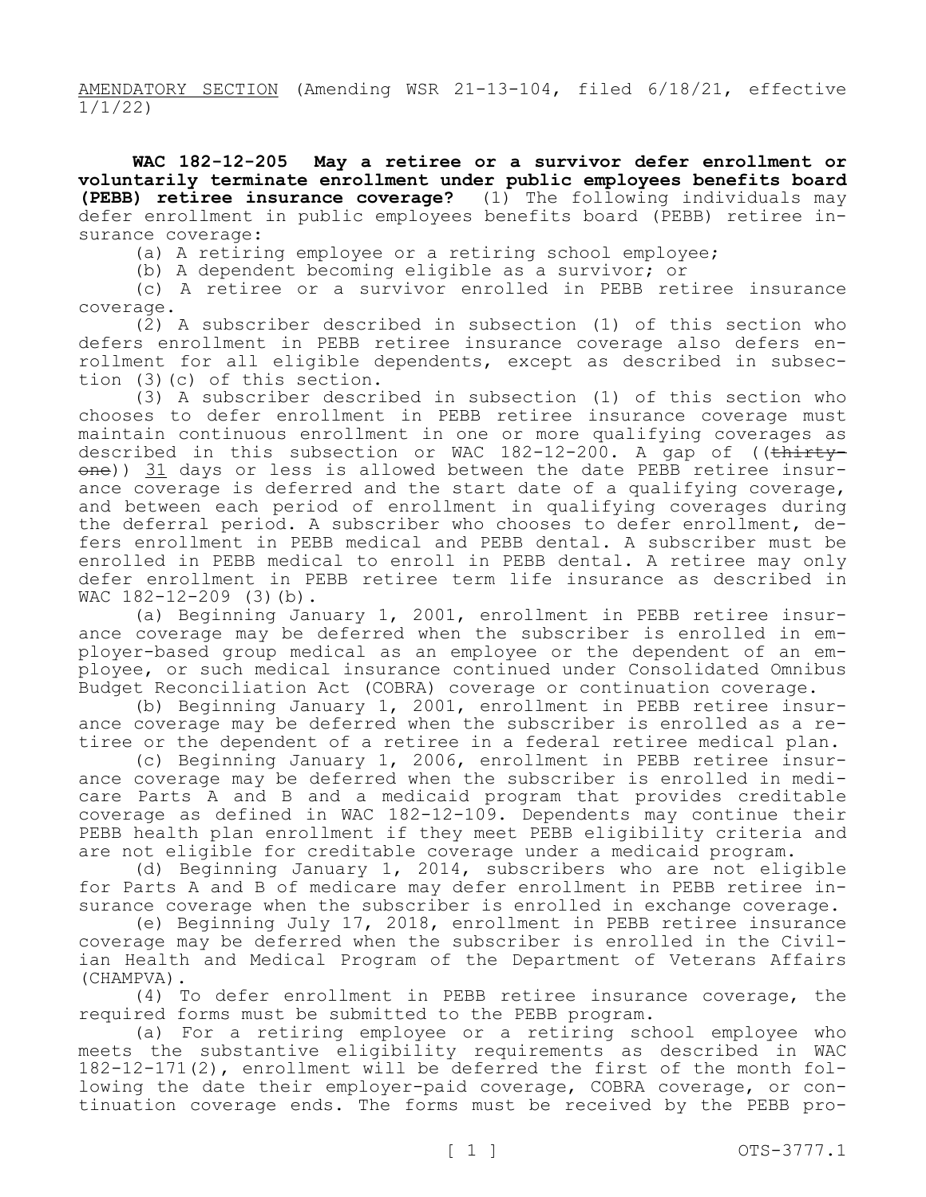AMENDATORY SECTION (Amending WSR 21-13-104, filed 6/18/21, effective 1/1/22)

**WAC 182-12-205 May a retiree or a survivor defer enrollment or voluntarily terminate enrollment under public employees benefits board (PEBB) retiree insurance coverage?** (1) The following individuals may defer enrollment in public employees benefits board (PEBB) retiree insurance coverage:

(a) A retiring employee or a retiring school employee;

(b) A dependent becoming eligible as a survivor; or

(c) A retiree or a survivor enrolled in PEBB retiree insurance coverage.

(2) A subscriber described in subsection (1) of this section who defers enrollment in PEBB retiree insurance coverage also defers enrollment for all eligible dependents, except as described in subsection (3)(c) of this section.

(3) A subscriber described in subsection (1) of this section who chooses to defer enrollment in PEBB retiree insurance coverage must maintain continuous enrollment in one or more qualifying coverages as described in this subsection or WAC 182-12-200. A gap of ((~~thirty-one~~)) 31 days or less is allowed between the date PEBB retiree insurance coverage is deferred and the start date of a qualifying coverage, and between each period of enrollment in qualifying coverages during the deferral period. A subscriber who chooses to defer enrollment, defers enrollment in PEBB medical and PEBB dental. A subscriber must be enrolled in PEBB medical to enroll in PEBB dental. A retiree may only defer enrollment in PEBB retiree term life insurance as described in WAC 182-12-209 (3)(b).

(a) Beginning January 1, 2001, enrollment in PEBB retiree insurance coverage may be deferred when the subscriber is enrolled in employer-based group medical as an employee or the dependent of an employee, or such medical insurance continued under Consolidated Omnibus Budget Reconciliation Act (COBRA) coverage or continuation coverage.

(b) Beginning January 1, 2001, enrollment in PEBB retiree insurance coverage may be deferred when the subscriber is enrolled as a retiree or the dependent of a retiree in a federal retiree medical plan.

(c) Beginning January 1, 2006, enrollment in PEBB retiree insurance coverage may be deferred when the subscriber is enrolled in medicare Parts A and B and a medicaid program that provides creditable coverage as defined in WAC 182-12-109. Dependents may continue their PEBB health plan enrollment if they meet PEBB eligibility criteria and are not eligible for creditable coverage under a medicaid program.

(d) Beginning January 1, 2014, subscribers who are not eligible for Parts A and B of medicare may defer enrollment in PEBB retiree insurance coverage when the subscriber is enrolled in exchange coverage.

(e) Beginning July 17, 2018, enrollment in PEBB retiree insurance coverage may be deferred when the subscriber is enrolled in the Civilian Health and Medical Program of the Department of Veterans Affairs (CHAMPVA).

(4) To defer enrollment in PEBB retiree insurance coverage, the required forms must be submitted to the PEBB program.

(a) For a retiring employee or a retiring school employee who meets the substantive eligibility requirements as described in WAC 182-12-171(2), enrollment will be deferred the first of the month following the date their employer-paid coverage, COBRA coverage, or continuation coverage ends. The forms must be received by the PEBB pro-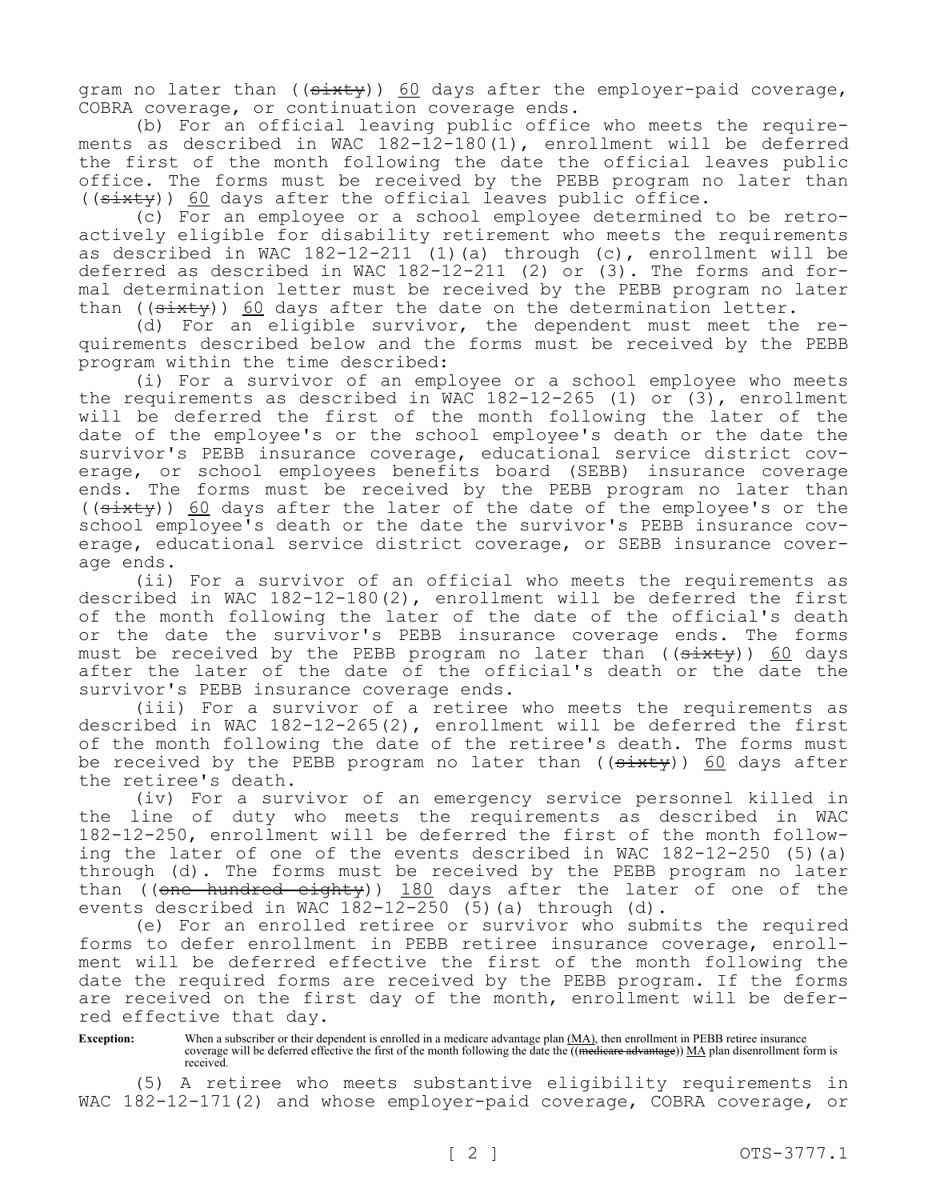gram no later than ((~~sixty~~)) 60 days after the employer-paid coverage, COBRA coverage, or continuation coverage ends.

(b) For an official leaving public office who meets the requirements as described in WAC 182-12-180(1), enrollment will be deferred the first of the month following the date the official leaves public office. The forms must be received by the PEBB program no later than ((~~sixty~~)) 60 days after the official leaves public office.

(c) For an employee or a school employee determined to be retroactively eligible for disability retirement who meets the requirements as described in WAC 182-12-211 (1)(a) through (c), enrollment will be deferred as described in WAC 182-12-211 (2) or (3). The forms and formal determination letter must be received by the PEBB program no later than ((~~sixty~~)) 60 days after the date on the determination letter.

(d) For an eligible survivor, the dependent must meet the requirements described below and the forms must be received by the PEBB program within the time described:

(i) For a survivor of an employee or a school employee who meets the requirements as described in WAC 182-12-265 (1) or (3), enrollment will be deferred the first of the month following the later of the date of the employee's or the school employee's death or the date the survivor's PEBB insurance coverage, educational service district coverage, or school employees benefits board (SEBB) insurance coverage ends. The forms must be received by the PEBB program no later than ((~~sixty~~)) 60 days after the later of the date of the employee's or the school employee's death or the date the survivor's PEBB insurance coverage, educational service district coverage, or SEBB insurance coverage ends.

(ii) For a survivor of an official who meets the requirements as described in WAC 182-12-180(2), enrollment will be deferred the first of the month following the later of the date of the official's death or the date the survivor's PEBB insurance coverage ends. The forms must be received by the PEBB program no later than ((~~sixty~~)) 60 days after the later of the date of the official's death or the date the survivor's PEBB insurance coverage ends.

(iii) For a survivor of a retiree who meets the requirements as described in WAC 182-12-265(2), enrollment will be deferred the first of the month following the date of the retiree's death. The forms must be received by the PEBB program no later than ((~~sixty~~)) 60 days after the retiree's death.

(iv) For a survivor of an emergency service personnel killed in the line of duty who meets the requirements as described in WAC 182-12-250, enrollment will be deferred the first of the month following the later of one of the events described in WAC 182-12-250 (5)(a) through (d). The forms must be received by the PEBB program no later than ((~~one hundred eighty~~)) 180 days after the later of one of the events described in WAC 182-12-250 (5)(a) through (d).

(e) For an enrolled retiree or survivor who submits the required forms to defer enrollment in PEBB retiree insurance coverage, enrollment will be deferred effective the first of the month following the date the required forms are received by the PEBB program. If the forms are received on the first day of the month, enrollment will be deferred effective that day.

**Exception:** When a subscriber or their dependent is enrolled in a medicare advantage plan (MA), then enrollment in PEBB retiree insurance coverage will be deferred effective the first of the month following the date the ((~~medicare advantage~~)) MA plan disenrollment form is received.

(5) A retiree who meets substantive eligibility requirements in WAC 182-12-171(2) and whose employer-paid coverage, COBRA coverage, or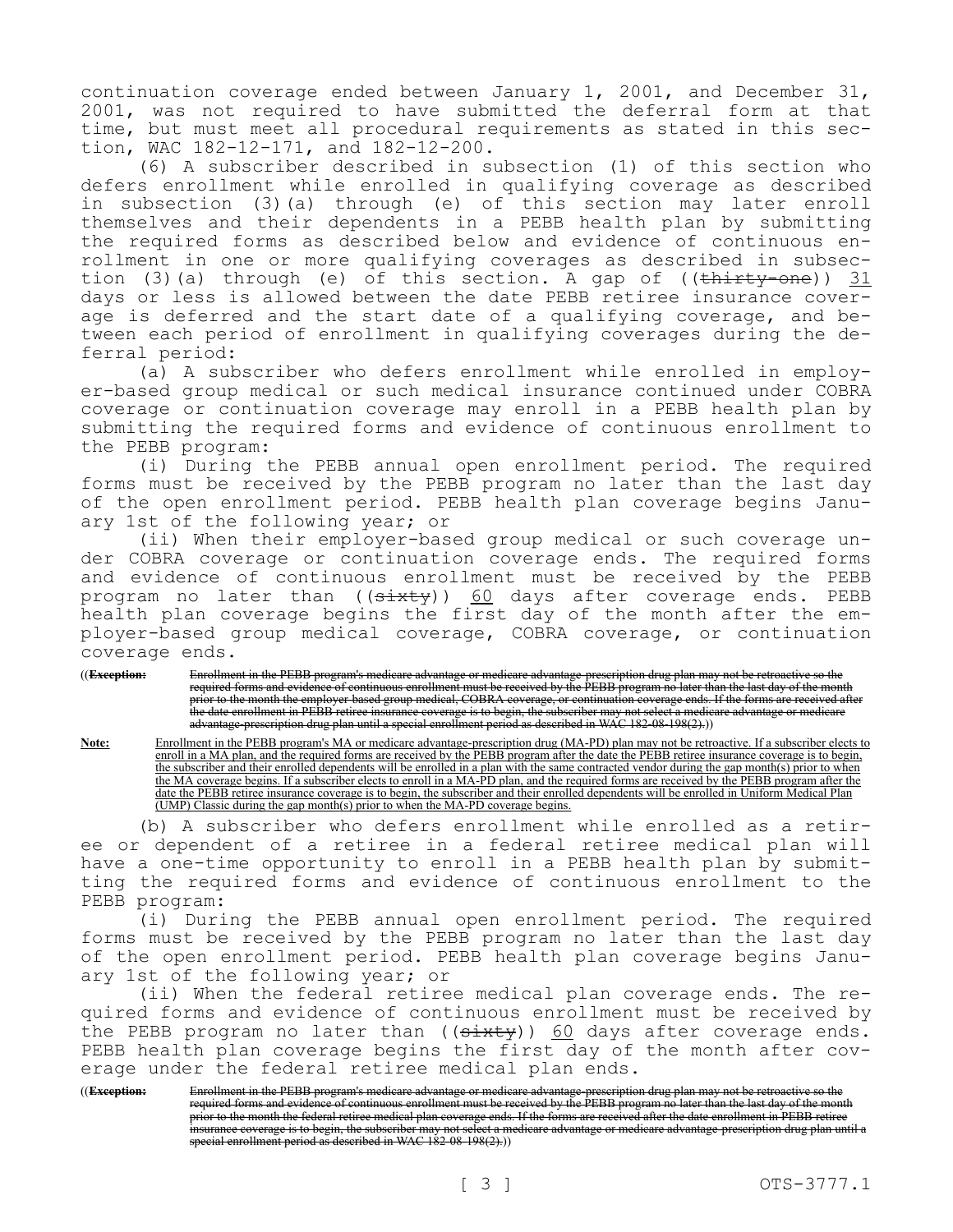continuation coverage ended between January 1, 2001, and December 31, 2001, was not required to have submitted the deferral form at that time, but must meet all procedural requirements as stated in this section, WAC 182-12-171, and 182-12-200.

(6) A subscriber described in subsection (1) of this section who defers enrollment while enrolled in qualifying coverage as described in subsection (3)(a) through (e) of this section may later enroll themselves and their dependents in a PEBB health plan by submitting the required forms as described below and evidence of continuous enrollment in one or more qualifying coverages as described in subsection (3)(a) through (e) of this section. A gap of ((~~thirty-one~~)) 31 days or less is allowed between the date PEBB retiree insurance coverage is deferred and the start date of a qualifying coverage, and between each period of enrollment in qualifying coverages during the deferral period:

(a) A subscriber who defers enrollment while enrolled in employer-based group medical or such medical insurance continued under COBRA coverage or continuation coverage may enroll in a PEBB health plan by submitting the required forms and evidence of continuous enrollment to the PEBB program:

(i) During the PEBB annual open enrollment period. The required forms must be received by the PEBB program no later than the last day of the open enrollment period. PEBB health plan coverage begins January 1st of the following year; or

(ii) When their employer-based group medical or such coverage under COBRA coverage or continuation coverage ends. The required forms and evidence of continuous enrollment must be received by the PEBB program no later than ((~~sixty~~)) 60 days after coverage ends. PEBB health plan coverage begins the first day of the month after the employer-based group medical coverage, COBRA coverage, or continuation coverage ends.

((~~**Exception:** Enrollment in the PEBB program's medicare advantage or medicare advantage-prescription drug plan may not be retroactive so the required forms and evidence of continuous enrollment must be received by the PEBB program no later than the last day of the month prior to the month the employer-based group medical, COBRA coverage, or continuation coverage ends. If the forms are received after the date enrollment in PEBB retiree insurance coverage is to begin, the subscriber may not select a medicare advantage or medicare advantage-prescription drug plan until a special enrollment period as described in WAC 182-08-198(2).~~))

**Note:** Enrollment in the PEBB program's MA or medicare advantage-prescription drug (MA-PD) plan may not be retroactive. If a subscriber elects to enroll in a MA plan, and the required forms are received by the PEBB program after the date the PEBB retiree insurance coverage is to begin, the subscriber and their enrolled dependents will be enrolled in a plan with the same contracted vendor during the gap month(s) prior to when the MA coverage begins. If a subscriber elects to enroll in a MA-PD plan, and the required forms are received by the PEBB program after the date the PEBB retiree insurance coverage is to begin, the subscriber and their enrolled dependents will be enrolled in Uniform Medical Plan (UMP) Classic during the gap month(s) prior to when the MA-PD coverage begins.

(b) A subscriber who defers enrollment while enrolled as a retiree or dependent of a retiree in a federal retiree medical plan will have a one-time opportunity to enroll in a PEBB health plan by submitting the required forms and evidence of continuous enrollment to the PEBB program:

(i) During the PEBB annual open enrollment period. The required forms must be received by the PEBB program no later than the last day of the open enrollment period. PEBB health plan coverage begins January 1st of the following year; or

(ii) When the federal retiree medical plan coverage ends. The required forms and evidence of continuous enrollment must be received by the PEBB program no later than ((~~sixty~~)) 60 days after coverage ends. PEBB health plan coverage begins the first day of the month after coverage under the federal retiree medical plan ends.

((~~**Exception:** Enrollment in the PEBB program's medicare advantage or medicare advantage-prescription drug plan may not be retroactive so the required forms and evidence of continuous enrollment must be received by the PEBB program no later than the last day of the month prior to the month the federal retiree medical plan coverage ends. If the forms are received after the date enrollment in PEBB retiree insurance coverage is to begin, the subscriber may not select a medicare advantage or medicare advantage-prescription drug plan until a special enrollment period as described in WAC 182-08-198(2).~~))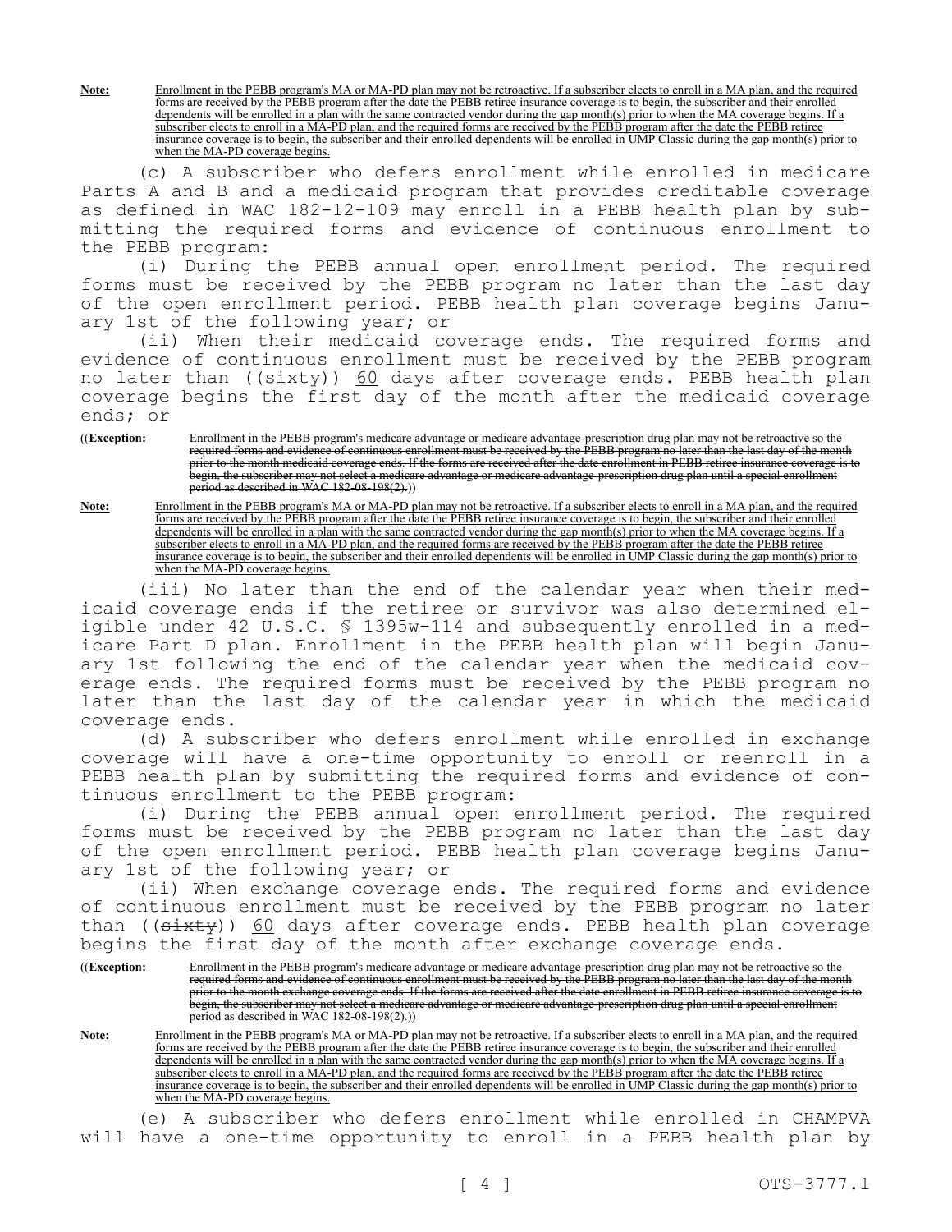**Note:** Enrollment in the PEBB program's MA or MA-PD plan may not be retroactive. If a subscriber elects to enroll in a MA plan, and the required forms are received by the PEBB program after the date the PEBB retiree insurance coverage is to begin, the subscriber and their enrolled dependents will be enrolled in a plan with the same contracted vendor during the gap month(s) prior to when the MA coverage begins. If a subscriber elects to enroll in a MA-PD plan, and the required forms are received by the PEBB program after the date the PEBB retiree insurance coverage is to begin, the subscriber and their enrolled dependents will be enrolled in UMP Classic during the gap month(s) prior to when the MA-PD coverage begins.

(c) A subscriber who defers enrollment while enrolled in medicare Parts A and B and a medicaid program that provides creditable coverage as defined in WAC 182-12-109 may enroll in a PEBB health plan by submitting the required forms and evidence of continuous enrollment to the PEBB program:

(i) During the PEBB annual open enrollment period. The required forms must be received by the PEBB program no later than the last day of the open enrollment period. PEBB health plan coverage begins January 1st of the following year; or

(ii) When their medicaid coverage ends. The required forms and evidence of continuous enrollment must be received by the PEBB program no later than ((~~sixty~~)) 60 days after coverage ends. PEBB health plan coverage begins the first day of the month after the medicaid coverage ends; or

((**~~Exception:~~** ~~Enrollment in the PEBB program's medicare advantage or medicare advantage-prescription drug plan may not be retroactive so the required forms and evidence of continuous enrollment must be received by the PEBB program no later than the last day of the month prior to the month medicaid coverage ends. If the forms are received after the date enrollment in PEBB retiree insurance coverage is to begin, the subscriber may not select a medicare advantage or medicare advantage-prescription drug plan until a special enrollment period as described in WAC 182-08-198(2).~~))

**Note:** Enrollment in the PEBB program's MA or MA-PD plan may not be retroactive. If a subscriber elects to enroll in a MA plan, and the required forms are received by the PEBB program after the date the PEBB retiree insurance coverage is to begin, the subscriber and their enrolled dependents will be enrolled in a plan with the same contracted vendor during the gap month(s) prior to when the MA coverage begins. If a subscriber elects to enroll in a MA-PD plan, and the required forms are received by the PEBB program after the date the PEBB retiree insurance coverage is to begin, the subscriber and their enrolled dependents will be enrolled in UMP Classic during the gap month(s) prior to when the MA-PD coverage begins.

(iii) No later than the end of the calendar year when their medicaid coverage ends if the retiree or survivor was also determined eligible under 42 U.S.C. § 1395w-114 and subsequently enrolled in a medicare Part D plan. Enrollment in the PEBB health plan will begin January 1st following the end of the calendar year when the medicaid coverage ends. The required forms must be received by the PEBB program no later than the last day of the calendar year in which the medicaid coverage ends.

(d) A subscriber who defers enrollment while enrolled in exchange coverage will have a one-time opportunity to enroll or reenroll in a PEBB health plan by submitting the required forms and evidence of continuous enrollment to the PEBB program:

(i) During the PEBB annual open enrollment period. The required forms must be received by the PEBB program no later than the last day of the open enrollment period. PEBB health plan coverage begins January 1st of the following year; or

(ii) When exchange coverage ends. The required forms and evidence of continuous enrollment must be received by the PEBB program no later than ((~~sixty~~)) 60 days after coverage ends. PEBB health plan coverage begins the first day of the month after exchange coverage ends.

((**~~Exception:~~** ~~Enrollment in the PEBB program's medicare advantage or medicare advantage-prescription drug plan may not be retroactive so the required forms and evidence of continuous enrollment must be received by the PEBB program no later than the last day of the month prior to the month exchange coverage ends. If the forms are received after the date enrollment in PEBB retiree insurance coverage is to begin, the subscriber may not select a medicare advantage or medicare advantage-prescription drug plan until a special enrollment period as described in WAC 182-08-198(2).~~))

**Note:** Enrollment in the PEBB program's MA or MA-PD plan may not be retroactive. If a subscriber elects to enroll in a MA plan, and the required forms are received by the PEBB program after the date the PEBB retiree insurance coverage is to begin, the subscriber and their enrolled dependents will be enrolled in a plan with the same contracted vendor during the gap month(s) prior to when the MA coverage begins. If a subscriber elects to enroll in a MA-PD plan, and the required forms are received by the PEBB program after the date the PEBB retiree insurance coverage is to begin, the subscriber and their enrolled dependents will be enrolled in UMP Classic during the gap month(s) prior to when the MA-PD coverage begins.

(e) A subscriber who defers enrollment while enrolled in CHAMPVA will have a one-time opportunity to enroll in a PEBB health plan by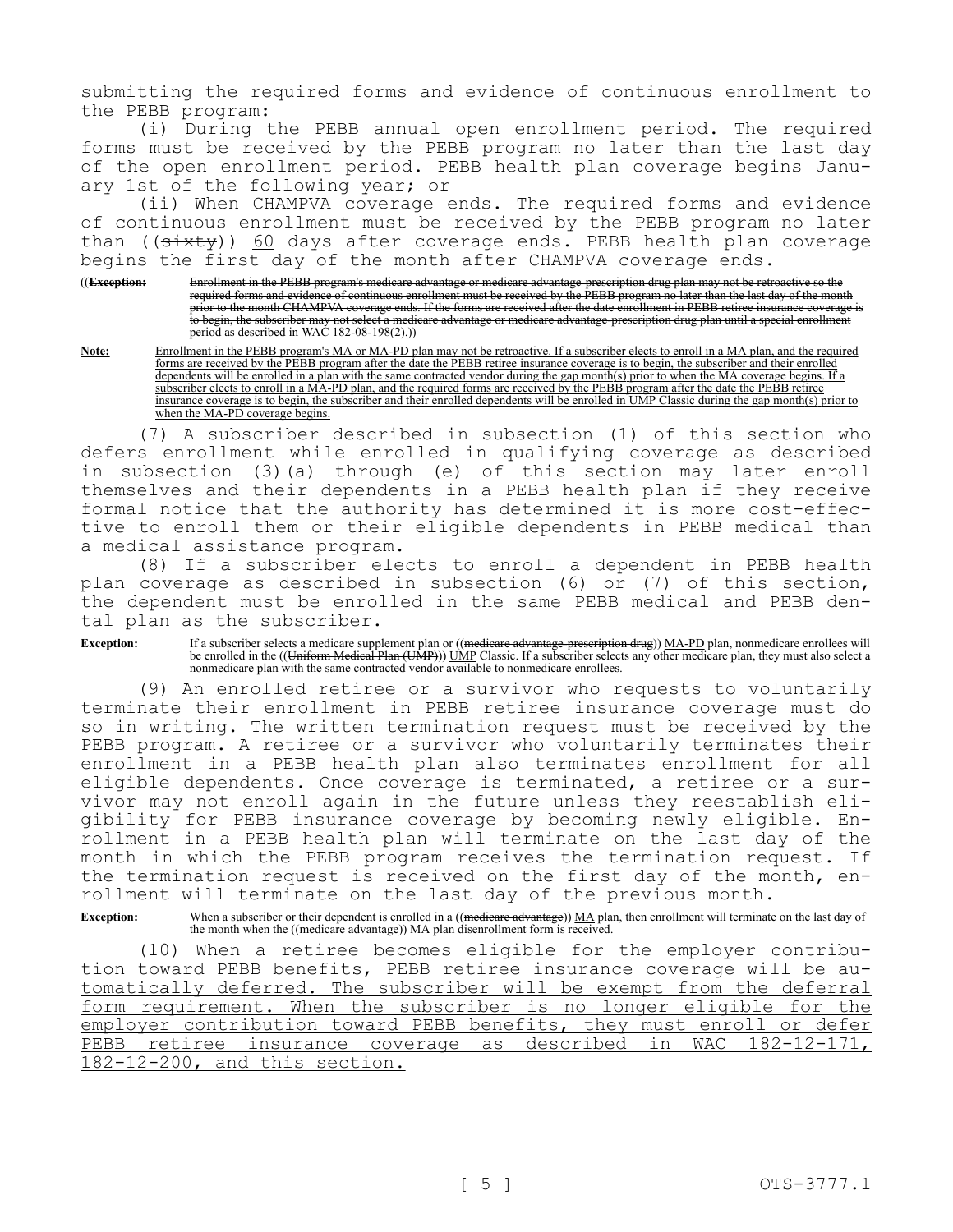submitting the required forms and evidence of continuous enrollment to the PEBB program:

(i) During the PEBB annual open enrollment period. The required forms must be received by the PEBB program no later than the last day of the open enrollment period. PEBB health plan coverage begins January 1st of the following year; or

(ii) When CHAMPVA coverage ends. The required forms and evidence of continuous enrollment must be received by the PEBB program no later than ((~~sixty~~)) <u>60</u> days after coverage ends. PEBB health plan coverage begins the first day of the month after CHAMPVA coverage ends.

((~~**Exception:**~~ ~~Enrollment in the PEBB program's medicare advantage or medicare advantage-prescription drug plan may not be retroactive so the required forms and evidence of continuous enrollment must be received by the PEBB program no later than the last day of the month prior to the month CHAMPVA coverage ends. If the forms are received after the date enrollment in PEBB retiree insurance coverage is to begin, the subscriber may not select a medicare advantage or medicare advantage-prescription drug plan until a special enrollment period as described in WAC 182-08-198(2).~~))

<u>**Note:** Enrollment in the PEBB program's MA or MA-PD plan may not be retroactive. If a subscriber elects to enroll in a MA plan, and the required forms are received by the PEBB program after the date the PEBB retiree insurance coverage is to begin, the subscriber and their enrolled dependents will be enrolled in a plan with the same contracted vendor during the gap month(s) prior to when the MA coverage begins. If a subscriber elects to enroll in a MA-PD plan, and the required forms are received by the PEBB program after the date the PEBB retiree insurance coverage is to begin, the subscriber and their enrolled dependents will be enrolled in UMP Classic during the gap month(s) prior to when the MA-PD coverage begins.</u>

(7) A subscriber described in subsection (1) of this section who defers enrollment while enrolled in qualifying coverage as described in subsection (3)(a) through (e) of this section may later enroll themselves and their dependents in a PEBB health plan if they receive formal notice that the authority has determined it is more cost-effective to enroll them or their eligible dependents in PEBB medical than a medical assistance program.

(8) If a subscriber elects to enroll a dependent in PEBB health plan coverage as described in subsection (6) or (7) of this section, the dependent must be enrolled in the same PEBB medical and PEBB dental plan as the subscriber.

**Exception:** If a subscriber selects a medicare supplement plan or ((~~medicare advantage-prescription drug~~)) <u>MA-PD</u> plan, nonmedicare enrollees will be enrolled in the ((~~Uniform Medical Plan (UMP)~~)) <u>UMP</u> Classic. If a subscriber selects any other medicare plan, they must also select a nonmedicare plan with the same contracted vendor available to nonmedicare enrollees.

(9) An enrolled retiree or a survivor who requests to voluntarily terminate their enrollment in PEBB retiree insurance coverage must do so in writing. The written termination request must be received by the PEBB program. A retiree or a survivor who voluntarily terminates their enrollment in a PEBB health plan also terminates enrollment for all eligible dependents. Once coverage is terminated, a retiree or a survivor may not enroll again in the future unless they reestablish eligibility for PEBB insurance coverage by becoming newly eligible. Enrollment in a PEBB health plan will terminate on the last day of the month in which the PEBB program receives the termination request. If the termination request is received on the first day of the month, enrollment will terminate on the last day of the previous month.

**Exception:** When a subscriber or their dependent is enrolled in a ((~~medicare advantage~~)) <u>MA</u> plan, then enrollment will terminate on the last day of the month when the ((~~medicare advantage~~)) <u>MA</u> plan disenrollment form is received.

<u>(10) When a retiree becomes eligible for the employer contribution toward PEBB benefits, PEBB retiree insurance coverage will be automatically deferred. The subscriber will be exempt from the deferral form requirement. When the subscriber is no longer eligible for the employer contribution toward PEBB benefits, they must enroll or defer PEBB retiree insurance coverage as described in WAC 182-12-171, 182-12-200, and this section.</u>